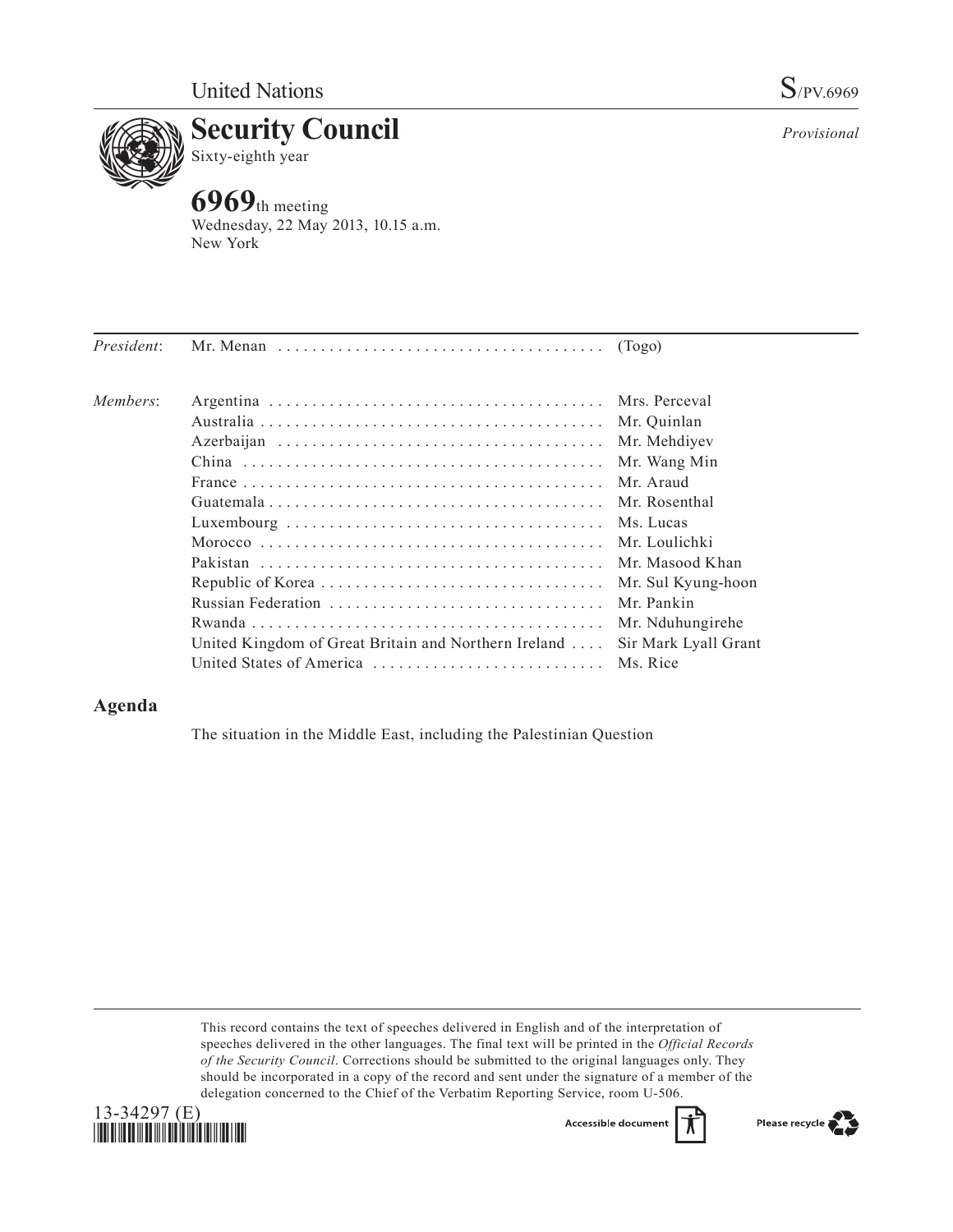United Nations S/PV.6969

# Security Council

Sixty-eighth year

*Provisional*

## 6969th meeting

Wednesday, 22 May 2013, 10.15 a.m.
New York

| | | |
|---|---|---|
| *President*: | Mr. Menan | (Togo) |
| *Members*: | Argentina | Mrs. Perceval |
| | Australia | Mr. Quinlan |
| | Azerbaijan | Mr. Mehdiyev |
| | China | Mr. Wang Min |
| | France | Mr. Araud |
| | Guatemala | Mr. Rosenthal |
| | Luxembourg | Ms. Lucas |
| | Morocco | Mr. Loulichki |
| | Pakistan | Mr. Masood Khan |
| | Republic of Korea | Mr. Sul Kyung-hoon |
| | Russian Federation | Mr. Pankin |
| | Rwanda | Mr. Nduhungirehe |
| | United Kingdom of Great Britain and Northern Ireland | Sir Mark Lyall Grant |
| | United States of America | Ms. Rice |

## Agenda

The situation in the Middle East, including the Palestinian Question

This record contains the text of speeches delivered in English and of the interpretation of speeches delivered in the other languages. The final text will be printed in the *Official Records of the Security Council*. Corrections should be submitted to the original languages only. They should be incorporated in a copy of the record and sent under the signature of a member of the delegation concerned to the Chief of the Verbatim Reporting Service, room U-506.

13-34297 (E)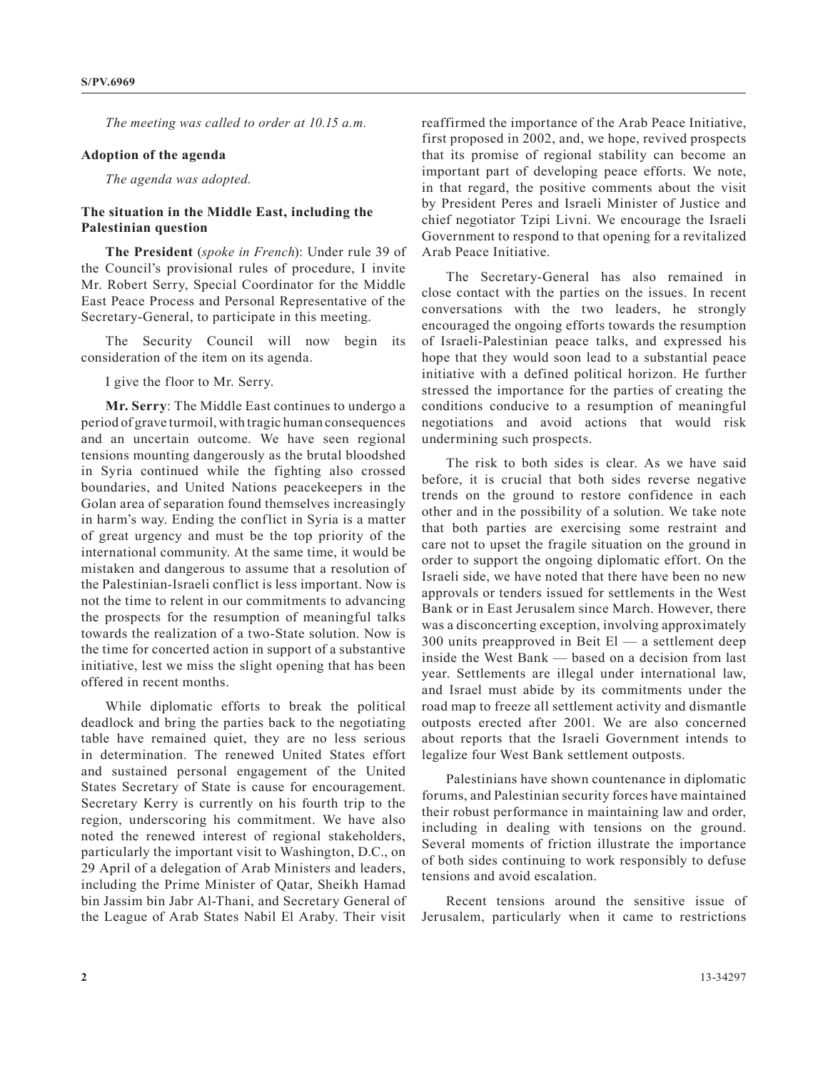*The meeting was called to order at 10.15 a.m.*

**Adoption of the agenda**

*The agenda was adopted.*

**The situation in the Middle East, including the Palestinian question**

**The President** (*spoke in French*): Under rule 39 of the Council's provisional rules of procedure, I invite Mr. Robert Serry, Special Coordinator for the Middle East Peace Process and Personal Representative of the Secretary-General, to participate in this meeting.

The Security Council will now begin its consideration of the item on its agenda.

I give the floor to Mr. Serry.

**Mr. Serry**: The Middle East continues to undergo a period of grave turmoil, with tragic human consequences and an uncertain outcome. We have seen regional tensions mounting dangerously as the brutal bloodshed in Syria continued while the fighting also crossed boundaries, and United Nations peacekeepers in the Golan area of separation found themselves increasingly in harm's way. Ending the conflict in Syria is a matter of great urgency and must be the top priority of the international community. At the same time, it would be mistaken and dangerous to assume that a resolution of the Palestinian-Israeli conflict is less important. Now is not the time to relent in our commitments to advancing the prospects for the resumption of meaningful talks towards the realization of a two-State solution. Now is the time for concerted action in support of a substantive initiative, lest we miss the slight opening that has been offered in recent months.

While diplomatic efforts to break the political deadlock and bring the parties back to the negotiating table have remained quiet, they are no less serious in determination. The renewed United States effort and sustained personal engagement of the United States Secretary of State is cause for encouragement. Secretary Kerry is currently on his fourth trip to the region, underscoring his commitment. We have also noted the renewed interest of regional stakeholders, particularly the important visit to Washington, D.C., on 29 April of a delegation of Arab Ministers and leaders, including the Prime Minister of Qatar, Sheikh Hamad bin Jassim bin Jabr Al-Thani, and Secretary General of the League of Arab States Nabil El Araby. Their visit reaffirmed the importance of the Arab Peace Initiative, first proposed in 2002, and, we hope, revived prospects that its promise of regional stability can become an important part of developing peace efforts. We note, in that regard, the positive comments about the visit by President Peres and Israeli Minister of Justice and chief negotiator Tzipi Livni. We encourage the Israeli Government to respond to that opening for a revitalized Arab Peace Initiative.

The Secretary-General has also remained in close contact with the parties on the issues. In recent conversations with the two leaders, he strongly encouraged the ongoing efforts towards the resumption of Israeli-Palestinian peace talks, and expressed his hope that they would soon lead to a substantial peace initiative with a defined political horizon. He further stressed the importance for the parties of creating the conditions conducive to a resumption of meaningful negotiations and avoid actions that would risk undermining such prospects.

The risk to both sides is clear. As we have said before, it is crucial that both sides reverse negative trends on the ground to restore confidence in each other and in the possibility of a solution. We take note that both parties are exercising some restraint and care not to upset the fragile situation on the ground in order to support the ongoing diplomatic effort. On the Israeli side, we have noted that there have been no new approvals or tenders issued for settlements in the West Bank or in East Jerusalem since March. However, there was a disconcerting exception, involving approximately 300 units preapproved in Beit El — a settlement deep inside the West Bank — based on a decision from last year. Settlements are illegal under international law, and Israel must abide by its commitments under the road map to freeze all settlement activity and dismantle outposts erected after 2001. We are also concerned about reports that the Israeli Government intends to legalize four West Bank settlement outposts.

Palestinians have shown countenance in diplomatic forums, and Palestinian security forces have maintained their robust performance in maintaining law and order, including in dealing with tensions on the ground. Several moments of friction illustrate the importance of both sides continuing to work responsibly to defuse tensions and avoid escalation.

Recent tensions around the sensitive issue of Jerusalem, particularly when it came to restrictions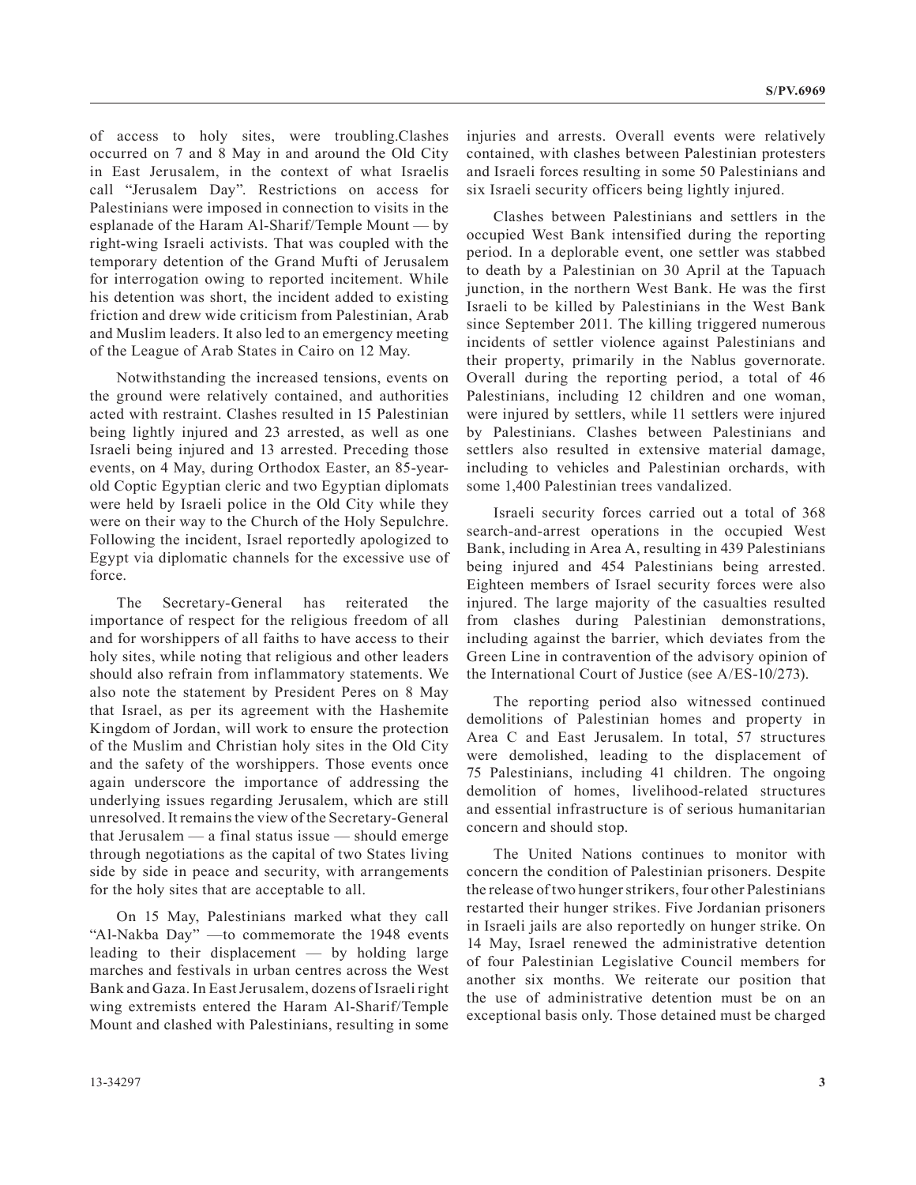of access to holy sites, were troubling.Clashes occurred on 7 and 8 May in and around the Old City in East Jerusalem, in the context of what Israelis call "Jerusalem Day". Restrictions on access for Palestinians were imposed in connection to visits in the esplanade of the Haram Al-Sharif/Temple Mount — by right-wing Israeli activists. That was coupled with the temporary detention of the Grand Mufti of Jerusalem for interrogation owing to reported incitement. While his detention was short, the incident added to existing friction and drew wide criticism from Palestinian, Arab and Muslim leaders. It also led to an emergency meeting of the League of Arab States in Cairo on 12 May.

Notwithstanding the increased tensions, events on the ground were relatively contained, and authorities acted with restraint. Clashes resulted in 15 Palestinian being lightly injured and 23 arrested, as well as one Israeli being injured and 13 arrested. Preceding those events, on 4 May, during Orthodox Easter, an 85-year-old Coptic Egyptian cleric and two Egyptian diplomats were held by Israeli police in the Old City while they were on their way to the Church of the Holy Sepulchre. Following the incident, Israel reportedly apologized to Egypt via diplomatic channels for the excessive use of force.

The Secretary-General has reiterated the importance of respect for the religious freedom of all and for worshippers of all faiths to have access to their holy sites, while noting that religious and other leaders should also refrain from inflammatory statements. We also note the statement by President Peres on 8 May that Israel, as per its agreement with the Hashemite Kingdom of Jordan, will work to ensure the protection of the Muslim and Christian holy sites in the Old City and the safety of the worshippers. Those events once again underscore the importance of addressing the underlying issues regarding Jerusalem, which are still unresolved. It remains the view of the Secretary-General that Jerusalem — a final status issue — should emerge through negotiations as the capital of two States living side by side in peace and security, with arrangements for the holy sites that are acceptable to all.

On 15 May, Palestinians marked what they call "Al-Nakba Day" —to commemorate the 1948 events leading to their displacement — by holding large marches and festivals in urban centres across the West Bank and Gaza. In East Jerusalem, dozens of Israeli right wing extremists entered the Haram Al-Sharif/Temple Mount and clashed with Palestinians, resulting in some injuries and arrests. Overall events were relatively contained, with clashes between Palestinian protesters and Israeli forces resulting in some 50 Palestinians and six Israeli security officers being lightly injured.

Clashes between Palestinians and settlers in the occupied West Bank intensified during the reporting period. In a deplorable event, one settler was stabbed to death by a Palestinian on 30 April at the Tapuach junction, in the northern West Bank. He was the first Israeli to be killed by Palestinians in the West Bank since September 2011. The killing triggered numerous incidents of settler violence against Palestinians and their property, primarily in the Nablus governorate. Overall during the reporting period, a total of 46 Palestinians, including 12 children and one woman, were injured by settlers, while 11 settlers were injured by Palestinians. Clashes between Palestinians and settlers also resulted in extensive material damage, including to vehicles and Palestinian orchards, with some 1,400 Palestinian trees vandalized.

Israeli security forces carried out a total of 368 search-and-arrest operations in the occupied West Bank, including in Area A, resulting in 439 Palestinians being injured and 454 Palestinians being arrested. Eighteen members of Israel security forces were also injured. The large majority of the casualties resulted from clashes during Palestinian demonstrations, including against the barrier, which deviates from the Green Line in contravention of the advisory opinion of the International Court of Justice (see A/ES-10/273).

The reporting period also witnessed continued demolitions of Palestinian homes and property in Area C and East Jerusalem. In total, 57 structures were demolished, leading to the displacement of 75 Palestinians, including 41 children. The ongoing demolition of homes, livelihood-related structures and essential infrastructure is of serious humanitarian concern and should stop.

The United Nations continues to monitor with concern the condition of Palestinian prisoners. Despite the release of two hunger strikers, four other Palestinians restarted their hunger strikes. Five Jordanian prisoners in Israeli jails are also reportedly on hunger strike. On 14 May, Israel renewed the administrative detention of four Palestinian Legislative Council members for another six months. We reiterate our position that the use of administrative detention must be on an exceptional basis only. Those detained must be charged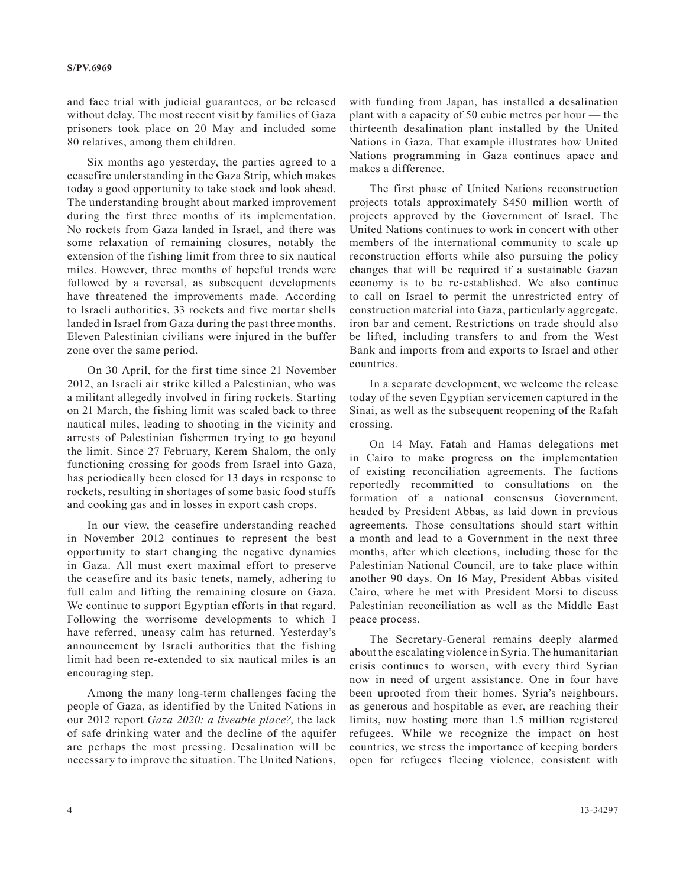and face trial with judicial guarantees, or be released without delay. The most recent visit by families of Gaza prisoners took place on 20 May and included some 80 relatives, among them children.

Six months ago yesterday, the parties agreed to a ceasefire understanding in the Gaza Strip, which makes today a good opportunity to take stock and look ahead. The understanding brought about marked improvement during the first three months of its implementation. No rockets from Gaza landed in Israel, and there was some relaxation of remaining closures, notably the extension of the fishing limit from three to six nautical miles. However, three months of hopeful trends were followed by a reversal, as subsequent developments have threatened the improvements made. According to Israeli authorities, 33 rockets and five mortar shells landed in Israel from Gaza during the past three months. Eleven Palestinian civilians were injured in the buffer zone over the same period.

On 30 April, for the first time since 21 November 2012, an Israeli air strike killed a Palestinian, who was a militant allegedly involved in firing rockets. Starting on 21 March, the fishing limit was scaled back to three nautical miles, leading to shooting in the vicinity and arrests of Palestinian fishermen trying to go beyond the limit. Since 27 February, Kerem Shalom, the only functioning crossing for goods from Israel into Gaza, has periodically been closed for 13 days in response to rockets, resulting in shortages of some basic food stuffs and cooking gas and in losses in export cash crops.

In our view, the ceasefire understanding reached in November 2012 continues to represent the best opportunity to start changing the negative dynamics in Gaza. All must exert maximal effort to preserve the ceasefire and its basic tenets, namely, adhering to full calm and lifting the remaining closure on Gaza. We continue to support Egyptian efforts in that regard. Following the worrisome developments to which I have referred, uneasy calm has returned. Yesterday's announcement by Israeli authorities that the fishing limit had been re-extended to six nautical miles is an encouraging step.

Among the many long-term challenges facing the people of Gaza, as identified by the United Nations in our 2012 report *Gaza 2020: a liveable place?*, the lack of safe drinking water and the decline of the aquifer are perhaps the most pressing. Desalination will be necessary to improve the situation. The United Nations, with funding from Japan, has installed a desalination plant with a capacity of 50 cubic metres per hour — the thirteenth desalination plant installed by the United Nations in Gaza. That example illustrates how United Nations programming in Gaza continues apace and makes a difference.

The first phase of United Nations reconstruction projects totals approximately $450 million worth of projects approved by the Government of Israel. The United Nations continues to work in concert with other members of the international community to scale up reconstruction efforts while also pursuing the policy changes that will be required if a sustainable Gazan economy is to be re-established. We also continue to call on Israel to permit the unrestricted entry of construction material into Gaza, particularly aggregate, iron bar and cement. Restrictions on trade should also be lifted, including transfers to and from the West Bank and imports from and exports to Israel and other countries.

In a separate development, we welcome the release today of the seven Egyptian servicemen captured in the Sinai, as well as the subsequent reopening of the Rafah crossing.

On 14 May, Fatah and Hamas delegations met in Cairo to make progress on the implementation of existing reconciliation agreements. The factions reportedly recommitted to consultations on the formation of a national consensus Government, headed by President Abbas, as laid down in previous agreements. Those consultations should start within a month and lead to a Government in the next three months, after which elections, including those for the Palestinian National Council, are to take place within another 90 days. On 16 May, President Abbas visited Cairo, where he met with President Morsi to discuss Palestinian reconciliation as well as the Middle East peace process.

The Secretary-General remains deeply alarmed about the escalating violence in Syria. The humanitarian crisis continues to worsen, with every third Syrian now in need of urgent assistance. One in four have been uprooted from their homes. Syria's neighbours, as generous and hospitable as ever, are reaching their limits, now hosting more than 1.5 million registered refugees. While we recognize the impact on host countries, we stress the importance of keeping borders open for refugees fleeing violence, consistent with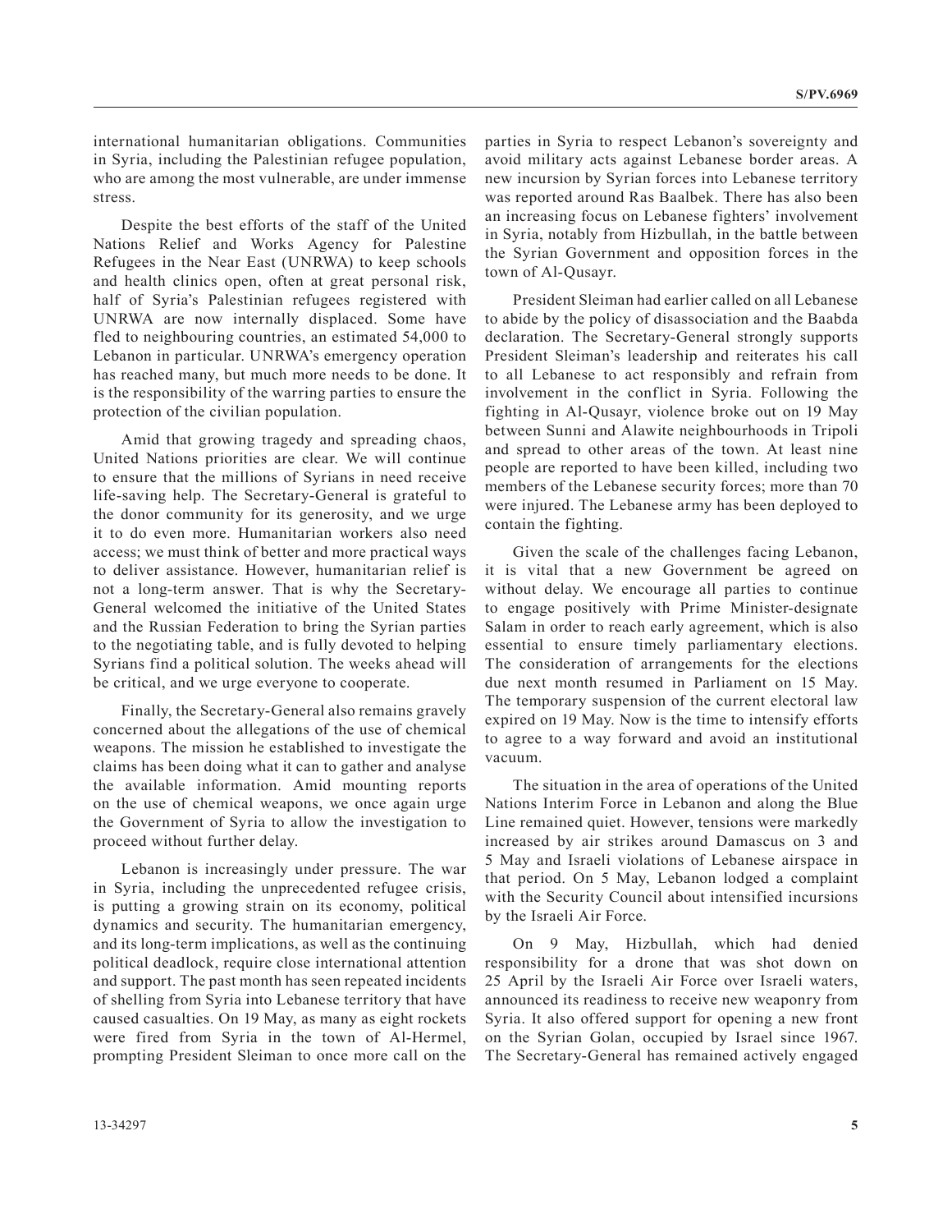international humanitarian obligations. Communities in Syria, including the Palestinian refugee population, who are among the most vulnerable, are under immense stress.

Despite the best efforts of the staff of the United Nations Relief and Works Agency for Palestine Refugees in the Near East (UNRWA) to keep schools and health clinics open, often at great personal risk, half of Syria's Palestinian refugees registered with UNRWA are now internally displaced. Some have fled to neighbouring countries, an estimated 54,000 to Lebanon in particular. UNRWA's emergency operation has reached many, but much more needs to be done. It is the responsibility of the warring parties to ensure the protection of the civilian population.

Amid that growing tragedy and spreading chaos, United Nations priorities are clear. We will continue to ensure that the millions of Syrians in need receive life-saving help. The Secretary-General is grateful to the donor community for its generosity, and we urge it to do even more. Humanitarian workers also need access; we must think of better and more practical ways to deliver assistance. However, humanitarian relief is not a long-term answer. That is why the Secretary-General welcomed the initiative of the United States and the Russian Federation to bring the Syrian parties to the negotiating table, and is fully devoted to helping Syrians find a political solution. The weeks ahead will be critical, and we urge everyone to cooperate.

Finally, the Secretary-General also remains gravely concerned about the allegations of the use of chemical weapons. The mission he established to investigate the claims has been doing what it can to gather and analyse the available information. Amid mounting reports on the use of chemical weapons, we once again urge the Government of Syria to allow the investigation to proceed without further delay.

Lebanon is increasingly under pressure. The war in Syria, including the unprecedented refugee crisis, is putting a growing strain on its economy, political dynamics and security. The humanitarian emergency, and its long-term implications, as well as the continuing political deadlock, require close international attention and support. The past month has seen repeated incidents of shelling from Syria into Lebanese territory that have caused casualties. On 19 May, as many as eight rockets were fired from Syria in the town of Al-Hermel, prompting President Sleiman to once more call on the parties in Syria to respect Lebanon's sovereignty and avoid military acts against Lebanese border areas. A new incursion by Syrian forces into Lebanese territory was reported around Ras Baalbek. There has also been an increasing focus on Lebanese fighters' involvement in Syria, notably from Hizbullah, in the battle between the Syrian Government and opposition forces in the town of Al-Qusayr.

President Sleiman had earlier called on all Lebanese to abide by the policy of disassociation and the Baabda declaration. The Secretary-General strongly supports President Sleiman's leadership and reiterates his call to all Lebanese to act responsibly and refrain from involvement in the conflict in Syria. Following the fighting in Al-Qusayr, violence broke out on 19 May between Sunni and Alawite neighbourhoods in Tripoli and spread to other areas of the town. At least nine people are reported to have been killed, including two members of the Lebanese security forces; more than 70 were injured. The Lebanese army has been deployed to contain the fighting.

Given the scale of the challenges facing Lebanon, it is vital that a new Government be agreed on without delay. We encourage all parties to continue to engage positively with Prime Minister-designate Salam in order to reach early agreement, which is also essential to ensure timely parliamentary elections. The consideration of arrangements for the elections due next month resumed in Parliament on 15 May. The temporary suspension of the current electoral law expired on 19 May. Now is the time to intensify efforts to agree to a way forward and avoid an institutional vacuum.

The situation in the area of operations of the United Nations Interim Force in Lebanon and along the Blue Line remained quiet. However, tensions were markedly increased by air strikes around Damascus on 3 and 5 May and Israeli violations of Lebanese airspace in that period. On 5 May, Lebanon lodged a complaint with the Security Council about intensified incursions by the Israeli Air Force.

On 9 May, Hizbullah, which had denied responsibility for a drone that was shot down on 25 April by the Israeli Air Force over Israeli waters, announced its readiness to receive new weaponry from Syria. It also offered support for opening a new front on the Syrian Golan, occupied by Israel since 1967. The Secretary-General has remained actively engaged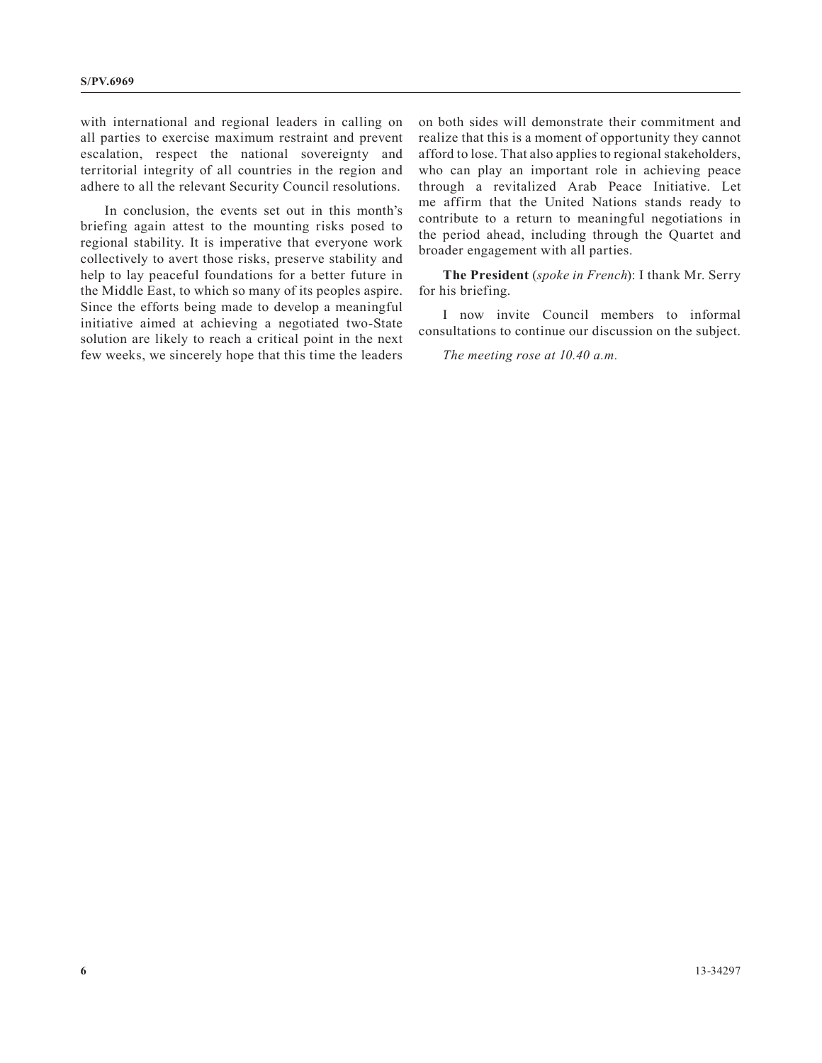with international and regional leaders in calling on all parties to exercise maximum restraint and prevent escalation, respect the national sovereignty and territorial integrity of all countries in the region and adhere to all the relevant Security Council resolutions.

In conclusion, the events set out in this month's briefing again attest to the mounting risks posed to regional stability. It is imperative that everyone work collectively to avert those risks, preserve stability and help to lay peaceful foundations for a better future in the Middle East, to which so many of its peoples aspire. Since the efforts being made to develop a meaningful initiative aimed at achieving a negotiated two-State solution are likely to reach a critical point in the next few weeks, we sincerely hope that this time the leaders on both sides will demonstrate their commitment and realize that this is a moment of opportunity they cannot afford to lose. That also applies to regional stakeholders, who can play an important role in achieving peace through a revitalized Arab Peace Initiative. Let me affirm that the United Nations stands ready to contribute to a return to meaningful negotiations in the period ahead, including through the Quartet and broader engagement with all parties.

**The President** (*spoke in French*): I thank Mr. Serry for his briefing.

I now invite Council members to informal consultations to continue our discussion on the subject.

*The meeting rose at 10.40 a.m.*